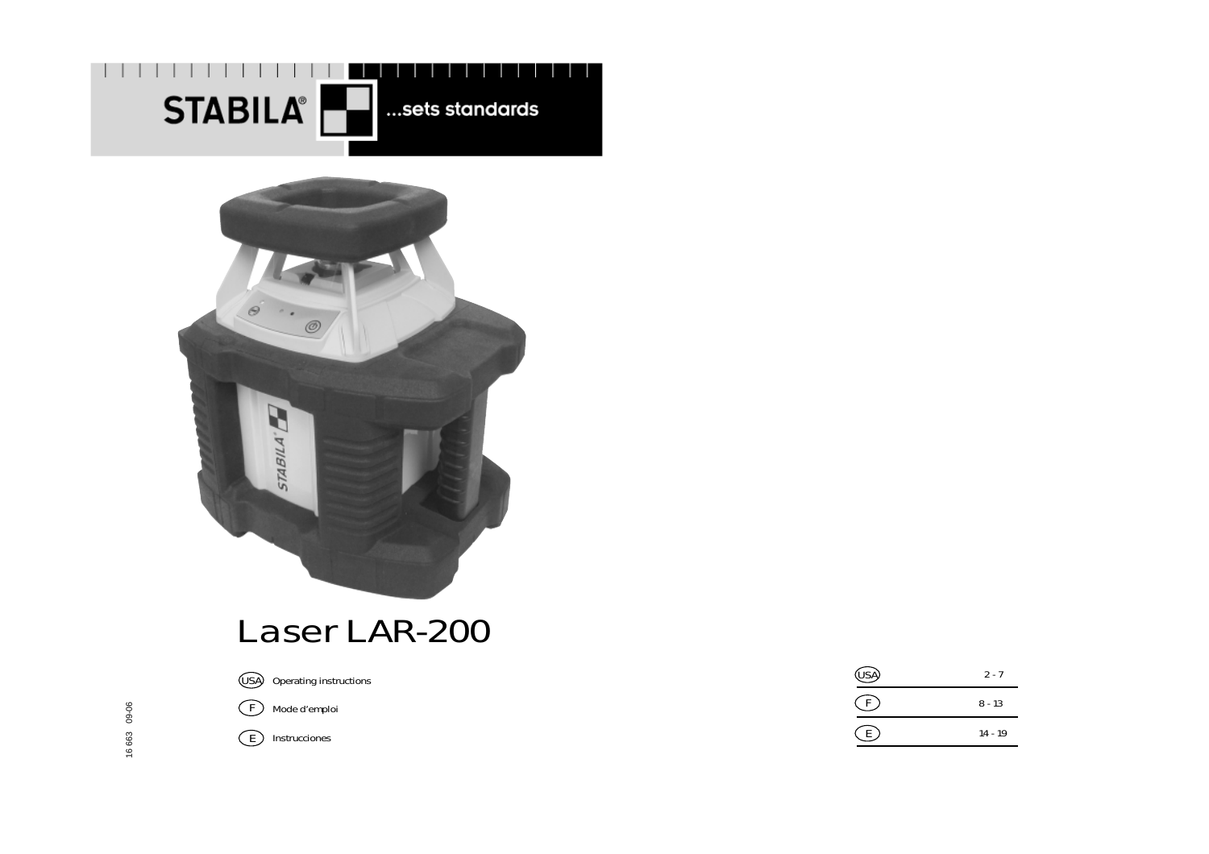STABILA® ...sets standards

# Laser LAR-200

(USA) Operating instructions

(F) Mode d'emploi

(E) Instrucciones

16 663 09-06

| | |
|---|---|
| USA | 2 - 7 |
| F | 8 - 13 |
| E | 14 - 19 |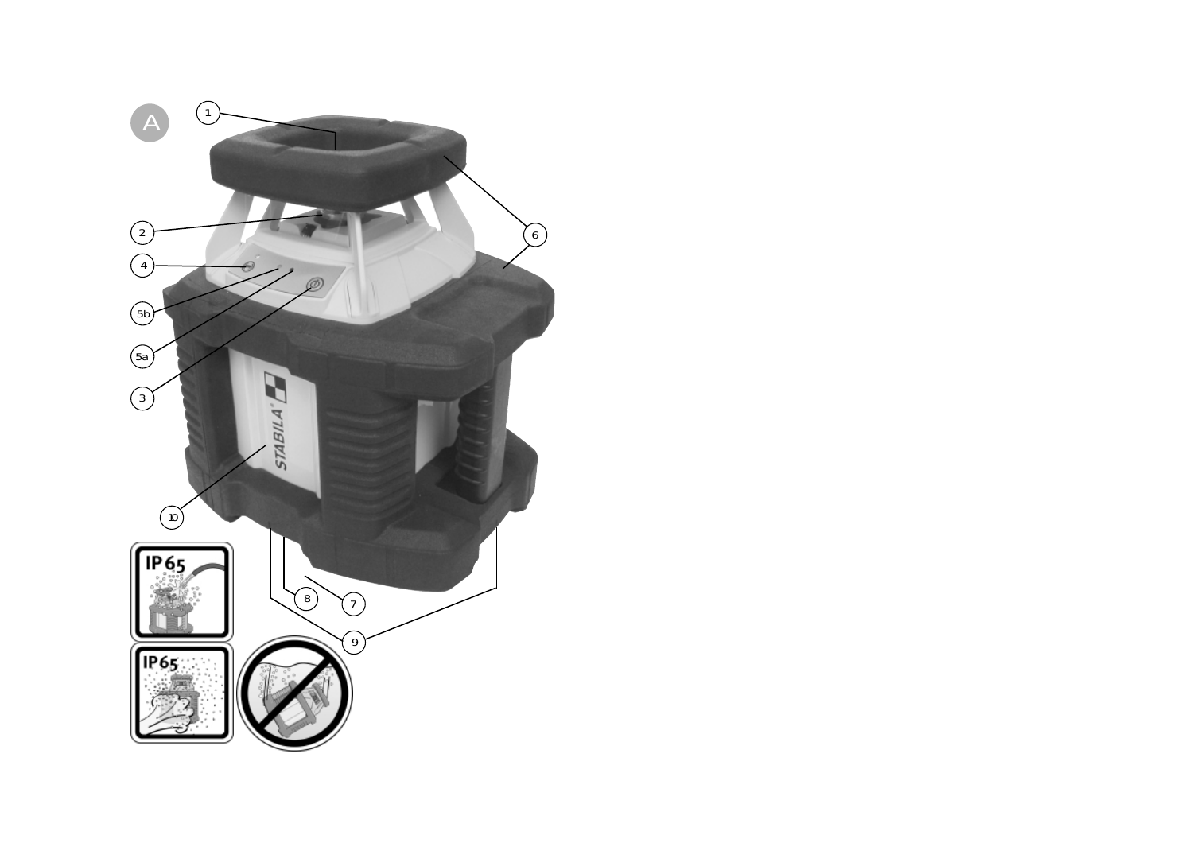A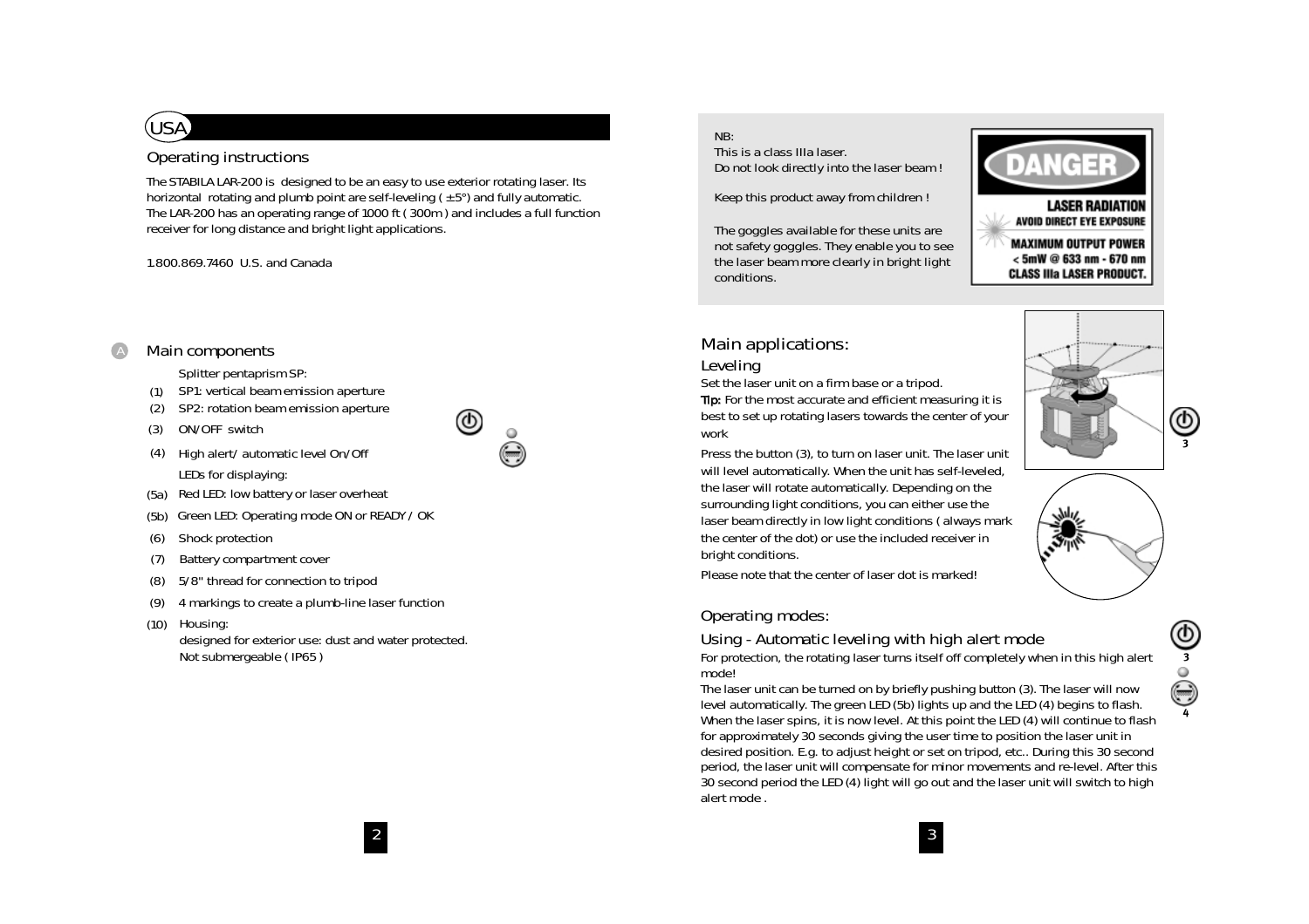# USA

## Operating instructions

The STABILA LAR-200 is designed to be an easy to use exterior rotating laser. Its horizontal rotating and plumb point are self-leveling ( ±5°) and fully automatic. The LAR-200 has an operating range of 1000 ft ( 300m ) and includes a full function receiver for long distance and bright light applications.

1.800.869.7460 U.S. and Canada

## A Main components

Splitter pentaprism SP:

- (1) SP1: vertical beam emission aperture
- (2) SP2: rotation beam emission aperture
- (3) ON/OFF switch
- (4) High alert/ automatic level On/Off

LEDs for displaying:

- (5a) Red LED: low battery or laser overheat
- (5b) Green LED: Operating mode ON or READY / OK
- (6) Shock protection
- (7) Battery compartment cover
- (8) 5/8" thread for connection to tripod
- (9) 4 markings to create a plumb-line laser function
- (10) Housing: designed for exterior use: dust and water protected. Not submergeable ( IP65 )

NB:
This is a class IIIa laser.
Do not look directly into the laser beam !

Keep this product away from children !

The goggles available for these units are not safety goggles. They enable you to see the laser beam more clearly in bright light conditions.

**DANGER**
**LASER RADIATION**
**AVOID DIRECT EYE EXPOSURE**
**MAXIMUM OUTPUT POWER**
**< 5mW @ 633 nm - 670 nm**
**CLASS IIIa LASER PRODUCT.**

## Main applications:

### Leveling

Set the laser unit on a firm base or a tripod.

**Tip:** For the most accurate and efficient measuring it is best to set up rotating lasers towards the center of your work

Press the button (3), to turn on laser unit. The laser unit will level automatically. When the unit has self-leveled, the laser will rotate automatically. Depending on the surrounding light conditions, you can either use the laser beam directly in low light conditions ( always mark the center of the dot) or use the included receiver in bright conditions.

Please note that the center of laser dot is marked!

## Operating modes:

### Using - Automatic leveling with high alert mode

For protection, the rotating laser turns itself off completely when in this high alert mode!

The laser unit can be turned on by briefly pushing button (3). The laser will now level automatically. The green LED (5b) lights up and the LED (4) begins to flash. When the laser spins, it is now level. At this point the LED (4) will continue to flash for approximately 30 seconds giving the user time to position the laser unit in desired position. E.g. to adjust height or set on tripod, etc.. During this 30 second period, the laser unit will compensate for minor movements and re-level. After this 30 second period the LED (4) light will go out and the laser unit will switch to high alert mode .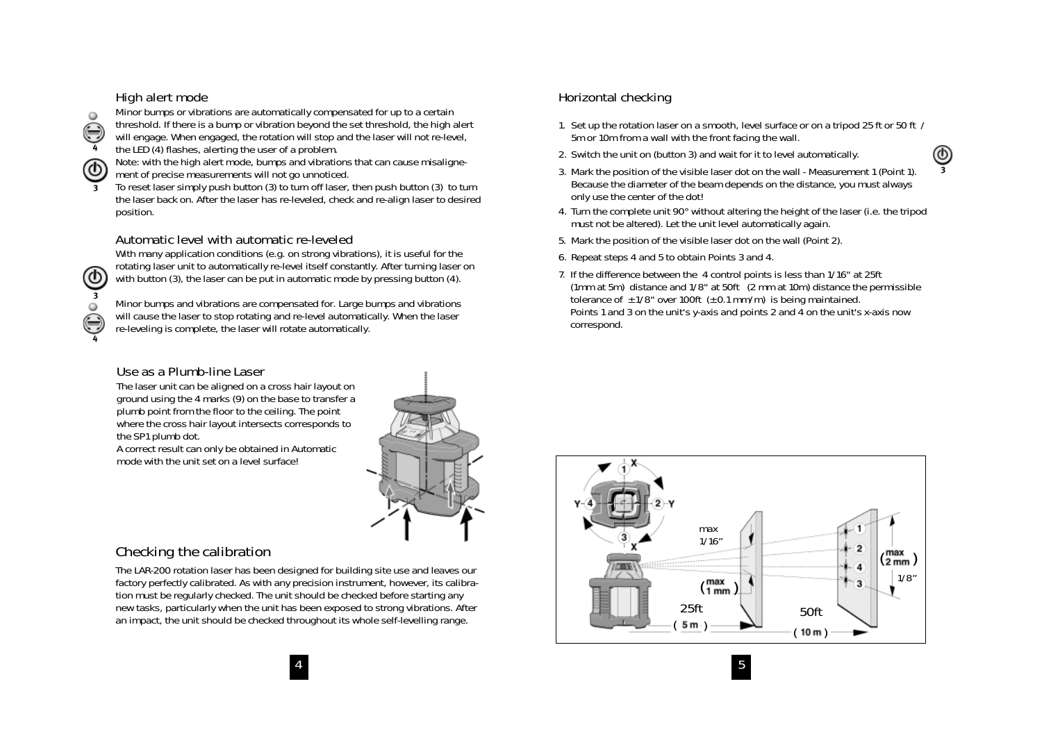## High alert mode

Minor bumps or vibrations are automatically compensated for up to a certain threshold. If there is a bump or vibration beyond the set threshold, the high alert will engage. When engaged, the rotation will stop and the laser will not re-level, the LED (4) flashes, alerting the user of a problem.

Note: with the high alert mode, bumps and vibrations that can cause misalignement of precise measurements will not go unnoticed.

To reset laser simply push button (3) to turn off laser, then push button (3) to turn the laser back on. After the laser has re-leveled, check and re-align laser to desired position.

## Automatic level with automatic re-leveled

With many application conditions (e.g. on strong vibrations), it is useful for the rotating laser unit to automatically re-level itself constantly. After turning laser on with button (3), the laser can be put in automatic mode by pressing button (4).

Minor bumps and vibrations are compensated for. Large bumps and vibrations will cause the laser to stop rotating and re-level automatically. When the laser re-leveling is complete, the laser will rotate automatically.

## Use as a Plumb-line Laser

The laser unit can be aligned on a cross hair layout on ground using the 4 marks (9) on the base to transfer a plumb point from the floor to the ceiling. The point where the cross hair layout intersects corresponds to the SP1 plumb dot.

A correct result can only be obtained in Automatic mode with the unit set on a level surface!

## Checking the calibration

The LAR-200 rotation laser has been designed for building site use and leaves our factory perfectly calibrated. As with any precision instrument, however, its calibration must be regularly checked. The unit should be checked before starting any new tasks, particularly when the unit has been exposed to strong vibrations. After an impact, the unit should be checked throughout its whole self-levelling range.

## Horizontal checking

1. Set up the rotation laser on a smooth, level surface or on a tripod 25 ft or 50 ft / 5m or 10m from a wall with the front facing the wall.
2. Switch the unit on (button 3) and wait for it to level automatically.
3. Mark the position of the visible laser dot on the wall - Measurement 1 (Point 1). Because the diameter of the beam depends on the distance, you must always only use the center of the dot!
4. Turn the complete unit 90° without altering the height of the laser (i.e. the tripod must not be altered). Let the unit level automatically again.
5. Mark the position of the visible laser dot on the wall (Point 2).
6. Repeat steps 4 and 5 to obtain Points 3 and 4.
7. If the difference between the 4 control points is less than 1/16" at 25ft (1mm at 5m) distance and 1/8" at 50ft (2 mm at 10m) distance the permissible tolerance of ±1/8" over 100ft (±0.1 mm/m) is being maintained. Points 1 and 3 on the unit's y-axis and points 2 and 4 on the unit's x-axis now correspond.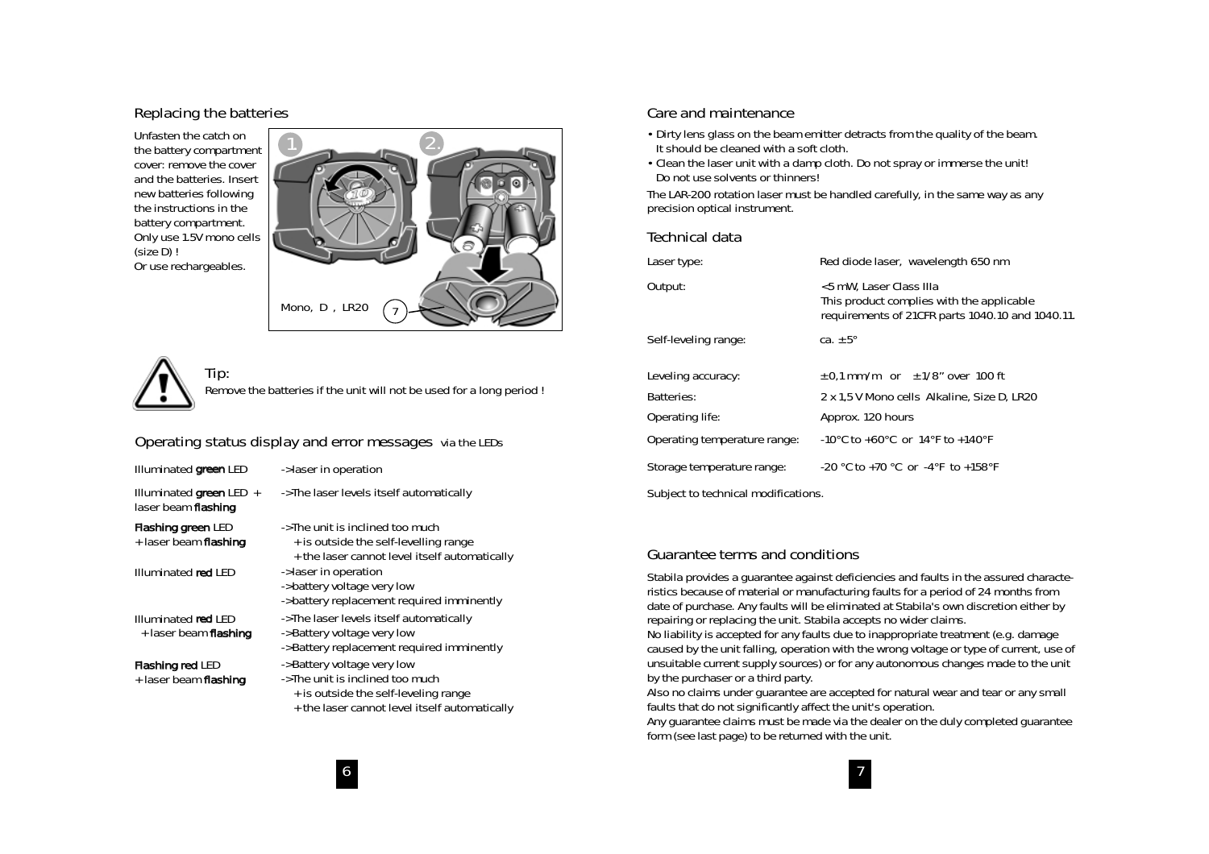## Replacing the batteries

Unfasten the catch on the battery compartment cover: remove the cover and the batteries. Insert new batteries following the instructions in the battery compartment. Only use 1.5V mono cells (size D) !
Or use rechargeables.

Mono, D , LR20

**Tip:**
Remove the batteries if the unit will not be used for a long period !

## Operating status display and error messages via the LEDs

| | |
|---|---|
| Illuminated **green** LED | ->laser in operation |
| Illuminated **green** LED + laser beam **flashing** | ->The laser levels itself automatically |
| **Flashing green** LED + laser beam **flashing** | ->The unit is inclined too much<br>+ is outside the self-levelling range<br>+ the laser cannot level itself automatically |
| Illuminated **red** LED | ->laser in operation<br>->battery voltage very low<br>->battery replacement required imminently |
| Illuminated **red** LED + laser beam **flashing** | ->The laser levels itself automatically<br>->Battery voltage very low<br>->Battery replacement required imminently |
| **Flashing red** LED + laser beam **flashing** | ->Battery voltage very low<br>->The unit is inclined too much<br>+ is outside the self-leveling range<br>+ the laser cannot level itself automatically |

## Care and maintenance

- Dirty lens glass on the beam emitter detracts from the quality of the beam. It should be cleaned with a soft cloth.
- Clean the laser unit with a damp cloth. Do not spray or immerse the unit! Do not use solvents or thinners!

The LAR-200 rotation laser must be handled carefully, in the same way as any precision optical instrument.

## Technical data

| | |
|---|---|
| Laser type: | Red diode laser, wavelength 650 nm |
| Output: | <5 mW, Laser Class IIIa<br>This product complies with the applicable requirements of 21CFR parts 1040.10 and 1040.11. |
| Self-leveling range: | ca. ± 5° |
| Leveling accuracy: | ± 0,1 mm/m or ± 1/8" over 100 ft |
| Batteries: | 2 x 1,5 V Mono cells Alkaline, Size D, LR20 |
| Operating life: | Approx. 120 hours |
| Operating temperature range: | -10°C to +60°C or 14°F to +140°F |
| Storage temperature range: | -20 °C to +70 °C or -4°F to +158°F |

Subject to technical modifications.

## Guarantee terms and conditions

Stabila provides a guarantee against deficiencies and faults in the assured characteristics because of material or manufacturing faults for a period of 24 months from date of purchase. Any faults will be eliminated at Stabila's own discretion either by repairing or replacing the unit. Stabila accepts no wider claims.
No liability is accepted for any faults due to inappropriate treatment (e.g. damage caused by the unit falling, operation with the wrong voltage or type of current, use of unsuitable current supply sources) or for any autonomous changes made to the unit by the purchaser or a third party.
Also no claims under guarantee are accepted for natural wear and tear or any small faults that do not significantly affect the unit's operation.
Any guarantee claims must be made via the dealer on the duly completed guarantee form (see last page) to be returned with the unit.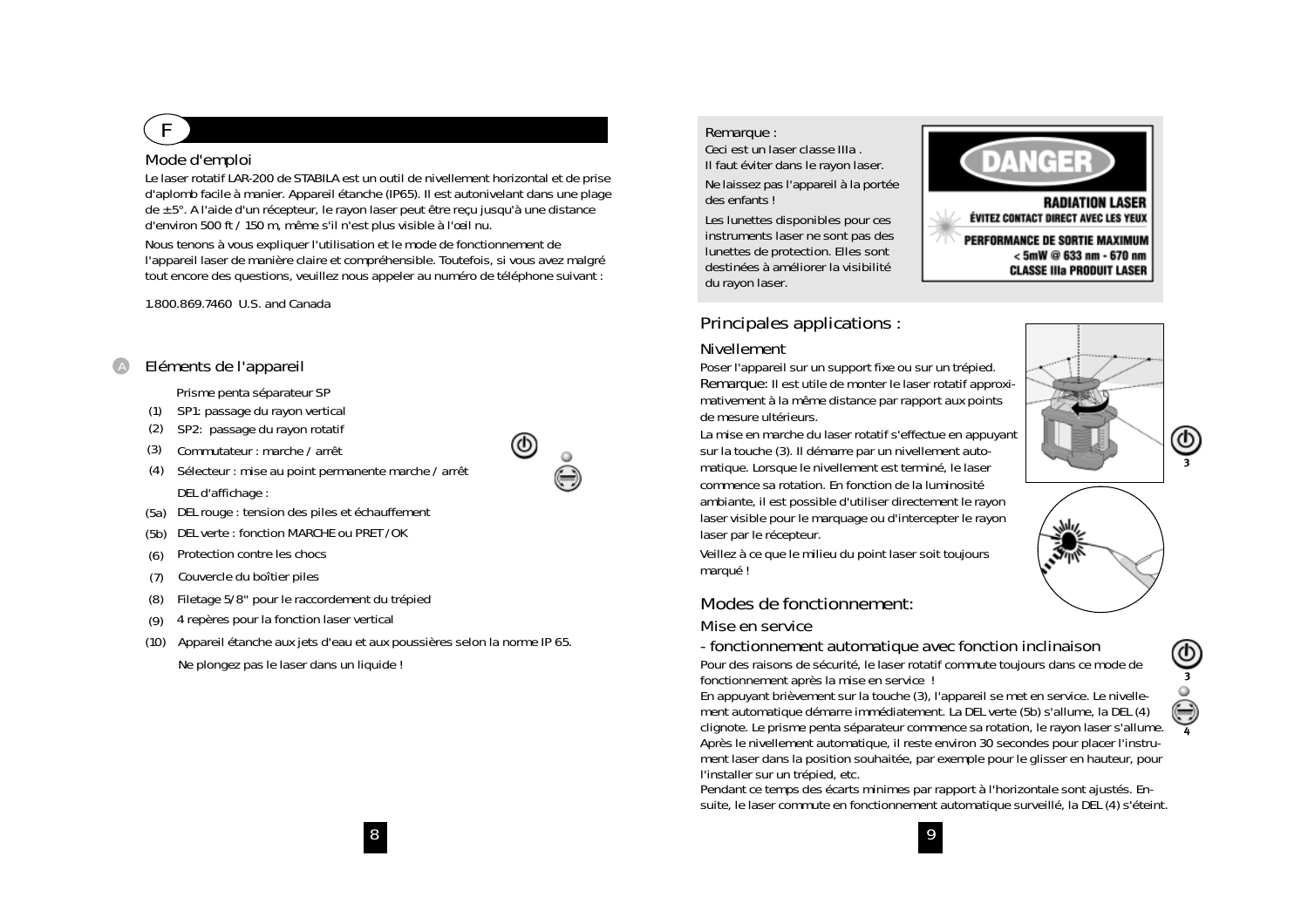# F

## Mode d'emploi

Le laser rotatif LAR-200 de STABILA est un outil de nivellement horizontal et de prise d'aplomb facile à manier. Appareil étanche (IP65). Il est autonivelant dans une plage de ±5°. A l'aide d'un récepteur, le rayon laser peut être reçu jusqu'à une distance d'environ 500 ft / 150 m, même s'il n'est plus visible à l'œil nu.

Nous tenons à vous expliquer l'utilisation et le mode de fonctionnement de l'appareil laser de manière claire et compréhensible. Toutefois, si vous avez malgré tout encore des questions, veuillez nous appeler au numéro de téléphone suivant :

1.800.869.7460 U.S. and Canada

## A Eléments de l'appareil

Prisme penta séparateur SP

- (1) SP1: passage du rayon vertical
- (2) SP2: passage du rayon rotatif
- (3) Commutateur : marche / arrêt
- (4) Sélecteur : mise au point permanente marche / arrêt

DEL d'affichage :

- (5a) DEL rouge : tension des piles et échauffement
- (5b) DEL verte : fonction MARCHE ou PRET / OK
- (6) Protection contre les chocs
- (7) Couvercle du boîtier piles
- (8) Filetage 5/8" pour le raccordement du trépied
- (9) 4 repères pour la fonction laser vertical
- (10) Appareil étanche aux jets d'eau et aux poussières selon la norme IP 65.

Ne plongez pas le laser dans un liquide !

Remarque :
Ceci est un laser classe IIIa .
Il faut éviter dans le rayon laser.

Ne laissez pas l'appareil à la portée des enfants !

Les lunettes disponibles pour ces instruments laser ne sont pas des lunettes de protection. Elles sont destinées à améliorer la visibilité du rayon laser.

DANGER
RADIATION LASER
ÉVITEZ CONTACT DIRECT AVEC LES YEUX
PERFORMANCE DE SORTIE MAXIMUM
< 5mW @ 633 nm - 670 nm
CLASSE IIIa PRODUIT LASER

## Principales applications :

### Nivellement

Poser l'appareil sur un support fixe ou sur un trépied.
Remarque: Il est utile de monter le laser rotatif approximativement à la même distance par rapport aux points de mesure ultérieurs.
La mise en marche du laser rotatif s'effectue en appuyant sur la touche (3). Il démarre par un nivellement automatique. Lorsque le nivellement est terminé, le laser commence sa rotation. En fonction de la luminosité ambiante, il est possible d'utiliser directement le rayon laser visible pour le marquage ou d'intercepter le rayon laser par le récepteur.

Veillez à ce que le milieu du point laser soit toujours marqué !

## Modes de fonctionnement:

### Mise en service

### - fonctionnement automatique avec fonction inclinaison

Pour des raisons de sécurité, le laser rotatif commute toujours dans ce mode de fonctionnement après la mise en service !
En appuyant brièvement sur la touche (3), l'appareil se met en service. Le nivellement automatique démarre immédiatement. La DEL verte (5b) s'allume, la DEL (4) clignote. Le prisme penta séparateur commence sa rotation, le rayon laser s'allume. Après le nivellement automatique, il reste environ 30 secondes pour placer l'instrument laser dans la position souhaitée, par exemple pour le glisser en hauteur, pour l'installer sur un trépied, etc.
Pendant ce temps des écarts minimes par rapport à l'horizontale sont ajustés. Ensuite, le laser commute en fonctionnement automatique surveillé, la DEL (4) s'éteint.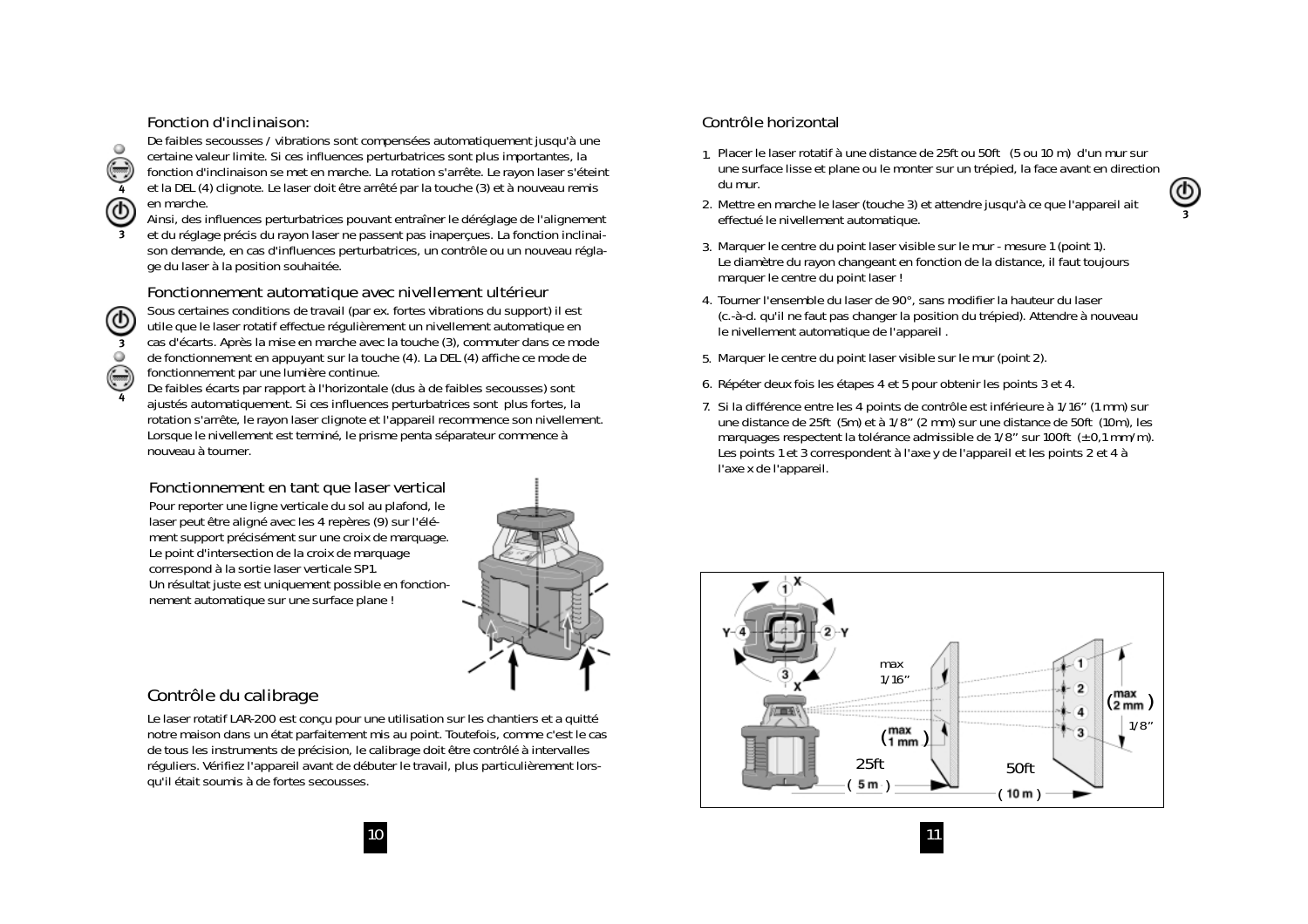## Fonction d'inclinaison:

De faibles secousses / vibrations sont compensées automatiquement jusqu'à une certaine valeur limite. Si ces influences perturbatrices sont plus importantes, la fonction d'inclinaison se met en marche. La rotation s'arrête. Le rayon laser s'éteint et la DEL (4) clignote. Le laser doit être arrêté par la touche (3) et à nouveau remis en marche.
Ainsi, des influences perturbatrices pouvant entraîner le déréglage de l'alignement et du réglage précis du rayon laser ne passent pas inaperçues. La fonction inclinaison demande, en cas d'influences perturbatrices, un contrôle ou un nouveau réglage du laser à la position souhaitée.

## Fonctionnement automatique avec nivellement ultérieur

Sous certaines conditions de travail (par ex. fortes vibrations du support) il est utile que le laser rotatif effectue régulièrement un nivellement automatique en cas d'écarts. Après la mise en marche avec la touche (3), commuter dans ce mode de fonctionnement en appuyant sur la touche (4). La DEL (4) affiche ce mode de fonctionnement par une lumière continue.
De faibles écarts par rapport à l'horizontale (dus à de faibles secousses) sont ajustés automatiquement. Si ces influences perturbatrices sont plus fortes, la rotation s'arrête, le rayon laser clignote et l'appareil recommence son nivellement. Lorsque le nivellement est terminé, le prisme penta séparateur commence à nouveau à tourner.

## Fonctionnement en tant que laser vertical

Pour reporter une ligne verticale du sol au plafond, le laser peut être aligné avec les 4 repères (9) sur l'élément support précisément sur une croix de marquage. Le point d'intersection de la croix de marquage correspond à la sortie laser verticale SP1.
Un résultat juste est uniquement possible en fonctionnement automatique sur une surface plane !

## Contrôle du calibrage

Le laser rotatif LAR-200 est conçu pour une utilisation sur les chantiers et a quitté notre maison dans un état parfaitement mis au point. Toutefois, comme c'est le cas de tous les instruments de précision, le calibrage doit être contrôlé à intervalles réguliers. Vérifiez l'appareil avant de débuter le travail, plus particulièrement lorsqu'il était soumis à de fortes secousses.

## Contrôle horizontal

1. Placer le laser rotatif à une distance de 25ft ou 50ft (5 ou 10 m) d'un mur sur une surface lisse et plane ou le monter sur un trépied, la face avant en direction du mur.
2. Mettre en marche le laser (touche 3) et attendre jusqu'à ce que l'appareil ait effectué le nivellement automatique.
3. Marquer le centre du point laser visible sur le mur - mesure 1 (point 1). Le diamètre du rayon changeant en fonction de la distance, il faut toujours marquer le centre du point laser !
4. Tourner l'ensemble du laser de 90°, sans modifier la hauteur du laser (c.-à-d. qu'il ne faut pas changer la position du trépied). Attendre à nouveau le nivellement automatique de l'appareil .
5. Marquer le centre du point laser visible sur le mur (point 2).
6. Répéter deux fois les étapes 4 et 5 pour obtenir les points 3 et 4.
7. Si la différence entre les 4 points de contrôle est inférieure à 1/16" (1 mm) sur une distance de 25ft (5m) et à 1/8" (2 mm) sur une distance de 50ft (10m), les marquages respectent la tolérance admissible de 1/8" sur 100ft (±0,1 mm/m). Les points 1 et 3 correspondent à l'axe y de l'appareil et les points 2 et 4 à l'axe x de l'appareil.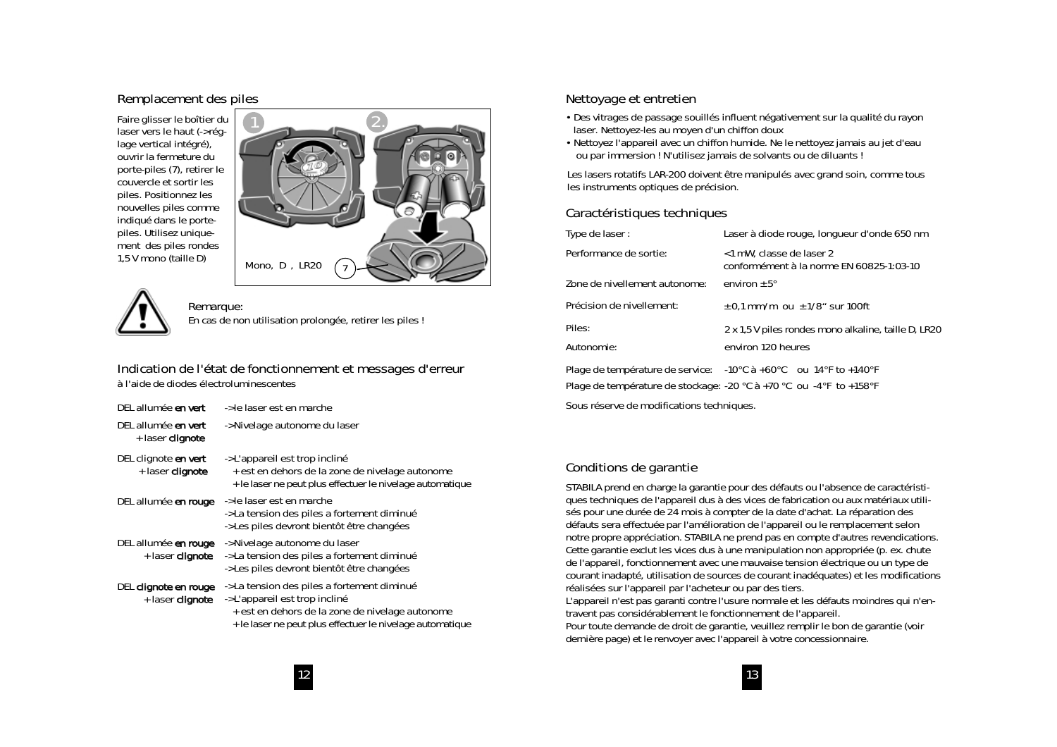## Remplacement des piles

Faire glisser le boîtier du laser vers le haut (->réglage vertical intégré), ouvrir la fermeture du porte-piles (7), retirer le couvercle et sortir les piles. Positionnez les nouvelles piles comme indiqué dans le porte-piles. Utilisez uniquement des piles rondes 1,5 V mono (taille D)

1 2.

Mono, D , LR20 7

Remarque:
En cas de non utilisation prolongée, retirer les piles !

## Indication de l'état de fonctionnement et messages d'erreur

à l'aide de diodes électroluminescentes

| | |
|---|---|
| DEL allumée **en vert** | ->le laser est en marche |
| DEL allumée **en vert** + laser **clignote** | ->Nivelage autonome du laser |
| DEL clignote **en vert** + laser **clignote** | ->L'appareil est trop incliné<br>+ est en dehors de la zone de nivelage autonome<br>+ le laser ne peut plus effectuer le nivelage automatique |
| DEL allumée **en rouge** | ->le laser est en marche<br>->La tension des piles a fortement diminué<br>->Les piles devront bientôt être changées |
| DEL allumée **en rouge** + laser **clignote** | ->Nivelage autonome du laser<br>->La tension des piles a fortement diminué<br>->Les piles devront bientôt être changées |
| DEL **clignote en rouge** + laser **clignote** | ->La tension des piles a fortement diminué<br>->L'appareil est trop incliné<br>+ est en dehors de la zone de nivelage autonome<br>+ le laser ne peut plus effectuer le nivelage automatique |

## Nettoyage et entretien

- Des vitrages de passage souillés influent négativement sur la qualité du rayon laser. Nettoyez-les au moyen d'un chiffon doux
- Nettoyez l'appareil avec un chiffon humide. Ne le nettoyez jamais au jet d'eau ou par immersion ! N'utilisez jamais de solvants ou de diluants !

Les lasers rotatifs LAR-200 doivent être manipulés avec grand soin, comme tous les instruments optiques de précision.

## Caractéristiques techniques

| | |
|---|---|
| Type de laser : | Laser à diode rouge, longueur d'onde 650 nm |
| Performance de sortie: | <1 mW, classe de laser 2 conformément à la norme EN 60825-1:03-10 |
| Zone de nivellement autonome: | environ ±5° |
| Précision de nivellement: | ±0,1 mm/m ou ±1/8" sur 100ft |
| Piles: | 2 x 1,5 V piles rondes mono alkaline, taille D, LR20 |
| Autonomie: | environ 120 heures |
| Plage de température de service: | -10°C à +60°C ou 14°F to +140°F |
| Plage de température de stockage: | -20 °C à +70 °C ou -4°F to +158°F |

Sous réserve de modifications techniques.

## Conditions de garantie

STABILA prend en charge la garantie pour des défauts ou l'absence de caractéristiques techniques de l'appareil dus à des vices de fabrication ou aux matériaux utilisés pour une durée de 24 mois à compter de la date d'achat. La réparation des défauts sera effectuée par l'amélioration de l'appareil ou le remplacement selon notre propre appréciation. STABILA ne prend pas en compte d'autres revendications. Cette garantie exclut les vices dus à une manipulation non appropriée (p. ex. chute de l'appareil, fonctionnement avec une mauvaise tension électrique ou un type de courant inadapté, utilisation de sources de courant inadéquates) et les modifications réalisées sur l'appareil par l'acheteur ou par des tiers.
L'appareil n'est pas garanti contre l'usure normale et les défauts moindres qui n'entravent pas considérablement le fonctionnement de l'appareil.
Pour toute demande de droit de garantie, veuillez remplir le bon de garantie (voir dernière page) et le renvoyer avec l'appareil à votre concessionnaire.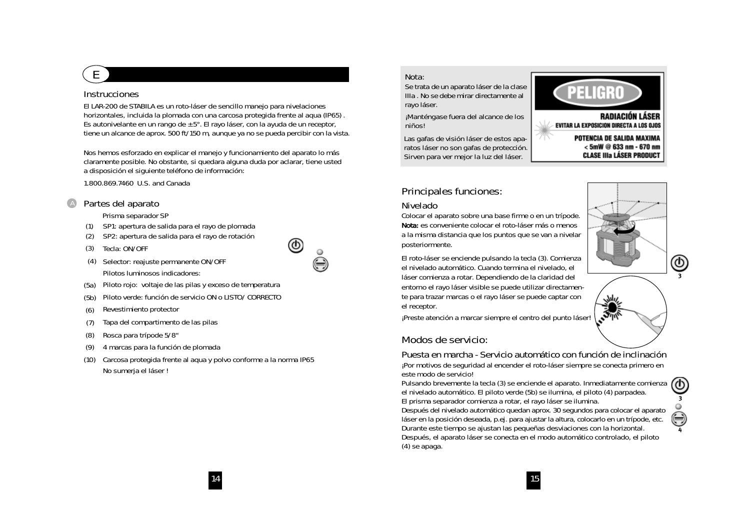E

## Instrucciones

El LAR-200 de STABILA es un roto-láser de sencillo manejo para nivelaciones horizontales, incluida la plomada con una carcosa protegida frente al aqua (IP65) . Es autonivelante en un rango de ±5°. El rayo láser, con la ayuda de un receptor, tiene un alcance de aprox. 500 ft/150 m, aunque ya no se pueda percibir con la vista.

Nos hemos esforzado en explicar el manejo y funcionamiento del aparato lo más claramente posible. No obstante, si quedara alguna duda por aclarar, tiene usted a disposición el siguiente teléfono de información:

1.800.869.7460 U.S. and Canada

## A Partes del aparato

Prisma separador SP

- (1) SP1: apertura de salida para el rayo de plomada
- (2) SP2: apertura de salida para el rayo de rotación
- (3) Tecla: ON/OFF
- (4) Selector: reajuste permanente ON/OFF

Pilotos luminosos indicadores:

- (5a) Piloto rojo: voltaje de las pilas y exceso de temperatura
- (5b) Piloto verde: función de servicio ON o LISTO/ CORRECTO
- (6) Revestimiento protector
- (7) Tapa del compartimento de las pilas
- (8) Rosca para trípode 5/8"
- (9) 4 marcas para la función de plomada
- (10) Carcosa protegida frente al aqua y polvo conforme a la norma IP65

No sumerja el láser !

Nota:

Se trata de un aparato láser de la clase IIIa . No se debe mirar directamente al rayo láser.

¡Manténgase fuera del alcance de los niños!

Las gafas de visión láser de estos aparatos láser no son gafas de protección. Sirven para ver mejor la luz del láser.

PELIGRO

RADIACIÓN LÁSER

EVITAR LA EXPOSICION DIRECTA A LOS OJOS

POTENCIA DE SALIDA MAXIMA

< 5mW @ 633 nm - 670 nm

CLASE IIIa LÁSER PRODUCT

## Principales funciones:

### Nivelado

Colocar el aparato sobre una base firme o en un trípode.

**Nota:** es conveniente colocar el roto-láser más o menos a la misma distancia que los puntos que se van a nivelar posteriormente.

El roto-láser se enciende pulsando la tecla (3). Comienza el nivelado automático. Cuando termina el nivelado, el láser comienza a rotar. Dependiendo de la claridad del entorno el rayo láser visible se puede utilizar directamente para trazar marcas o el rayo láser se puede captar con el receptor.

¡Preste atención a marcar siempre el centro del punto láser!

## Modos de servicio:

### Puesta en marcha - Servicio automático con función de inclinación

¡Por motivos de seguridad al encender el roto-láser siempre se conecta primero en este modo de servicio!

Pulsando brevemente la tecla (3) se enciende el aparato. Inmediatamente comienza el nivelado automático. El piloto verde (5b) se ilumina, el piloto (4) parpadea.

El prisma separador comienza a rotar, el rayo láser se ilumina.

Después del nivelado automático quedan aprox. 30 segundos para colocar el aparato láser en la posición deseada, p.ej. para ajustar la altura, colocarlo en un trípode, etc. Durante este tiempo se ajustan las pequeñas desviaciones con la horizontal. Después, el aparato láser se conecta en el modo automático controlado, el piloto (4) se apaga.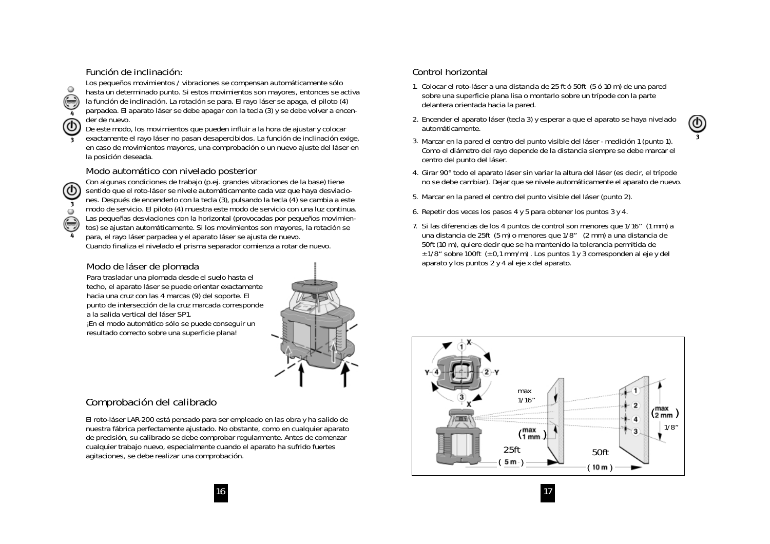### Función de inclinación:

Los pequeños movimientos / vibraciones se compensan automáticamente sólo hasta un determinado punto. Si estos movimientos son mayores, entonces se activa la función de inclinación. La rotación se para. El rayo láser se apaga, el piloto (4) parpadea. El aparato láser se debe apagar con la tecla (3) y se debe volver a encender de nuevo.

De este modo, los movimientos que pueden influir a la hora de ajustar y colocar exactamente el rayo láser no pasan desapercibidos. La función de inclinación exige, en caso de movimientos mayores, una comprobación o un nuevo ajuste del láser en la posición deseada.

### Modo automático con nivelado posterior

Con algunas condiciones de trabajo (p.ej. grandes vibraciones de la base) tiene sentido que el roto-láser se nivele automáticamente cada vez que haya desviaciones. Después de encenderlo con la tecla (3), pulsando la tecla (4) se cambia a este modo de servicio. El piloto (4) muestra este modo de servicio con una luz continua. Las pequeñas desviaciones con la horizontal (provocadas por pequeños movimientos) se ajustan automáticamente. Si los movimientos son mayores, la rotación se para, el rayo láser parpadea y el aparato láser se ajusta de nuevo.
Cuando finaliza el nivelado el prisma separador comienza a rotar de nuevo.

### Modo de láser de plomada

Para trasladar una plomada desde el suelo hasta el techo, el aparato láser se puede orientar exactamente hacia una cruz con las 4 marcas (9) del soporte. El punto de intersección de la cruz marcada corresponde a la salida vertical del láser SP1.
¡En el modo automático sólo se puede conseguir un resultado correcto sobre una superficie plana!

## Comprobación del calibrado

El roto-láser LAR-200 está pensado para ser empleado en las obra y ha salido de nuestra fábrica perfectamente ajustado. No obstante, como en cualquier aparato de precisión, su calibrado se debe comprobar regularmente. Antes de comenzar cualquier trabajo nuevo, especialmente cuando el aparato ha sufrido fuertes agitaciones, se debe realizar una comprobación.

### Control horizontal

1. Colocar el roto-láser a una distancia de 25 ft ó 50ft (5 ó 10 m) de una pared sobre una superficie plana lisa o montarlo sobre un trípode con la parte delantera orientada hacia la pared.
2. Encender el aparato láser (tecla 3) y esperar a que el aparato se haya nivelado automáticamente.
3. Marcar en la pared el centro del punto visible del láser - medición 1 (punto 1). Como el diámetro del rayo depende de la distancia siempre se debe marcar el centro del punto del láser.
4. Girar 90° todo el aparato láser sin variar la altura del láser (es decir, el trípode no se debe cambiar). Dejar que se nivele automáticamente el aparato de nuevo.
5. Marcar en la pared el centro del punto visible del láser (punto 2).
6. Repetir dos veces los pasos 4 y 5 para obtener los puntos 3 y 4.
7. Si las diferencias de los 4 puntos de control son menores que 1/16" (1 mm) a una distancia de 25ft (5 m) o menores que 1/8" (2 mm) a una distancia de 50ft (10 m), quiere decir que se ha mantenido la tolerancia permitida de ±1/8" sobre 100ft (±0,1 mm/m). Los puntos 1 y 3 corresponden al eje y del aparato y los puntos 2 y 4 al eje x del aparato.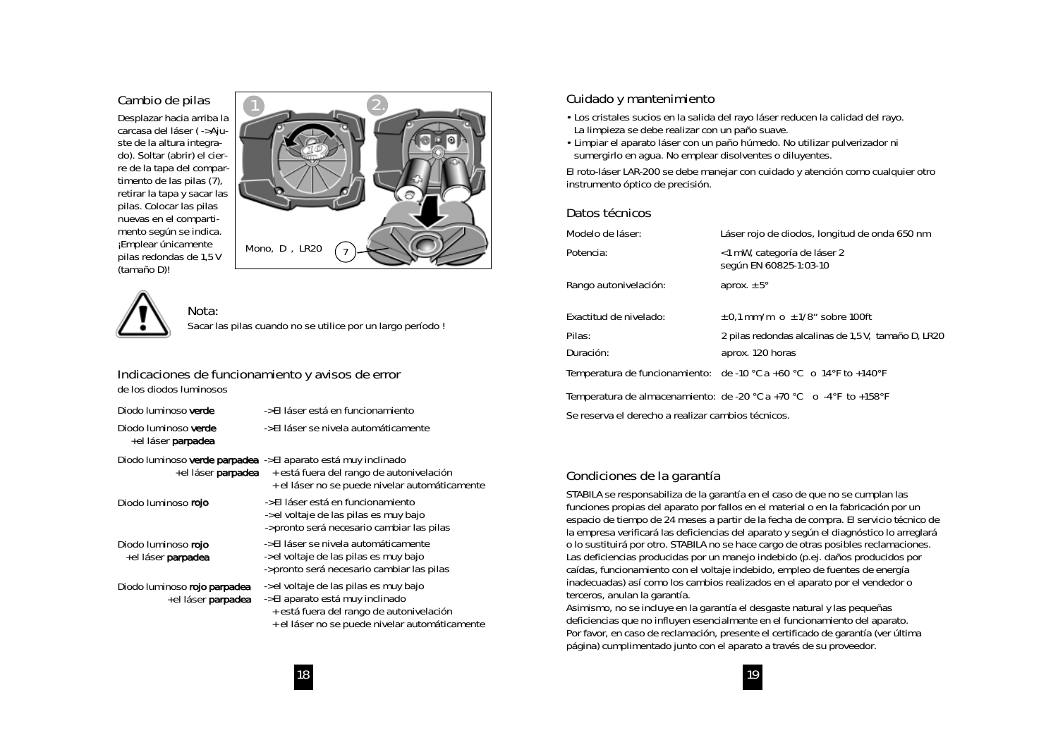## Cambio de pilas

Desplazar hacia arriba la carcasa del láser ( ->Ajuste de la altura integrado). Soltar (abrir) el cierre de la tapa del compartimento de las pilas (7), retirar la tapa y sacar las pilas. Colocar las pilas nuevas en el compartimento según se indica. ¡Emplear únicamente pilas redondas de 1,5 V (tamaño D)!

Mono, D , LR20

**Nota:**
Sacar las pilas cuando no se utilice por un largo período !

## Indicaciones de funcionamiento y avisos de error

de los diodos luminosos

| | |
|---|---|
| Diodo luminoso **verde** | ->El láser está en funcionamiento |
| Diodo luminoso **verde** +el láser **parpadea** | ->El láser se nivela automáticamente |
| Diodo luminoso **verde parpadea** +el láser **parpadea** | ->El aparato está muy inclinado + está fuera del rango de autonivelación + el láser no se puede nivelar automáticamente |
| Diodo luminoso **rojo** | ->El láser está en funcionamiento ->el voltaje de las pilas es muy bajo ->pronto será necesario cambiar las pilas |
| Diodo luminoso **rojo** +el láser **parpadea** | ->El láser se nivela automáticamente ->el voltaje de las pilas es muy bajo ->pronto será necesario cambiar las pilas |
| Diodo luminoso **rojo parpadea** +el láser **parpadea** | ->el voltaje de las pilas es muy bajo ->El aparato está muy inclinado + está fuera del rango de autonivelación + el láser no se puede nivelar automáticamente |

## Cuidado y mantenimiento

- Los cristales sucios en la salida del rayo láser reducen la calidad del rayo. La limpieza se debe realizar con un paño suave.
- Limpiar el aparato láser con un paño húmedo. No utilizar pulverizador ni sumergirlo en agua. No emplear disolventes o diluyentes.

El roto-láser LAR-200 se debe manejar con cuidado y atención como cualquier otro instrumento óptico de precisión.

## Datos técnicos

| | |
|---|---|
| Modelo de láser: | Láser rojo de diodos, longitud de onda 650 nm |
| Potencia: | <1 mW, categoría de láser 2 según EN 60825-1:03-10 |
| Rango autonivelación: | aprox. ± 5° |
| Exactitud de nivelado: | ± 0,1 mm/m o ± 1/8“ sobre 100ft |
| Pilas: | 2 pilas redondas alcalinas de 1,5 V, tamaño D, LR20 |
| Duración: | aprox. 120 horas |
| Temperatura de funcionamiento: | de -10 °C a +60 °C o 14°F to +140°F |
| Temperatura de almacenamiento: | de -20 °C a +70 °C o -4°F to +158°F |

Se reserva el derecho a realizar cambios técnicos.

## Condiciones de la garantía

STABILA se responsabiliza de la garantía en el caso de que no se cumplan las funciones propias del aparato por fallos en el material o en la fabricación por un espacio de tiempo de 24 meses a partir de la fecha de compra. El servicio técnico de la empresa verificará las deficiencias del aparato y según el diagnóstico lo arreglará o lo sustituirá por otro. STABILA no se hace cargo de otras posibles reclamaciones. Las deficiencias producidas por un manejo indebido (p.ej. daños producidos por caídas, funcionamiento con el voltaje indebido, empleo de fuentes de energía inadecuadas) así como los cambios realizados en el aparato por el vendedor o terceros, anulan la garantía.
Asimismo, no se incluye en la garantía el desgaste natural y las pequeñas deficiencias que no influyen esencialmente en el funcionamiento del aparato.
Por favor, en caso de reclamación, presente el certificado de garantía (ver última página) cumplimentado junto con el aparato a través de su proveedor.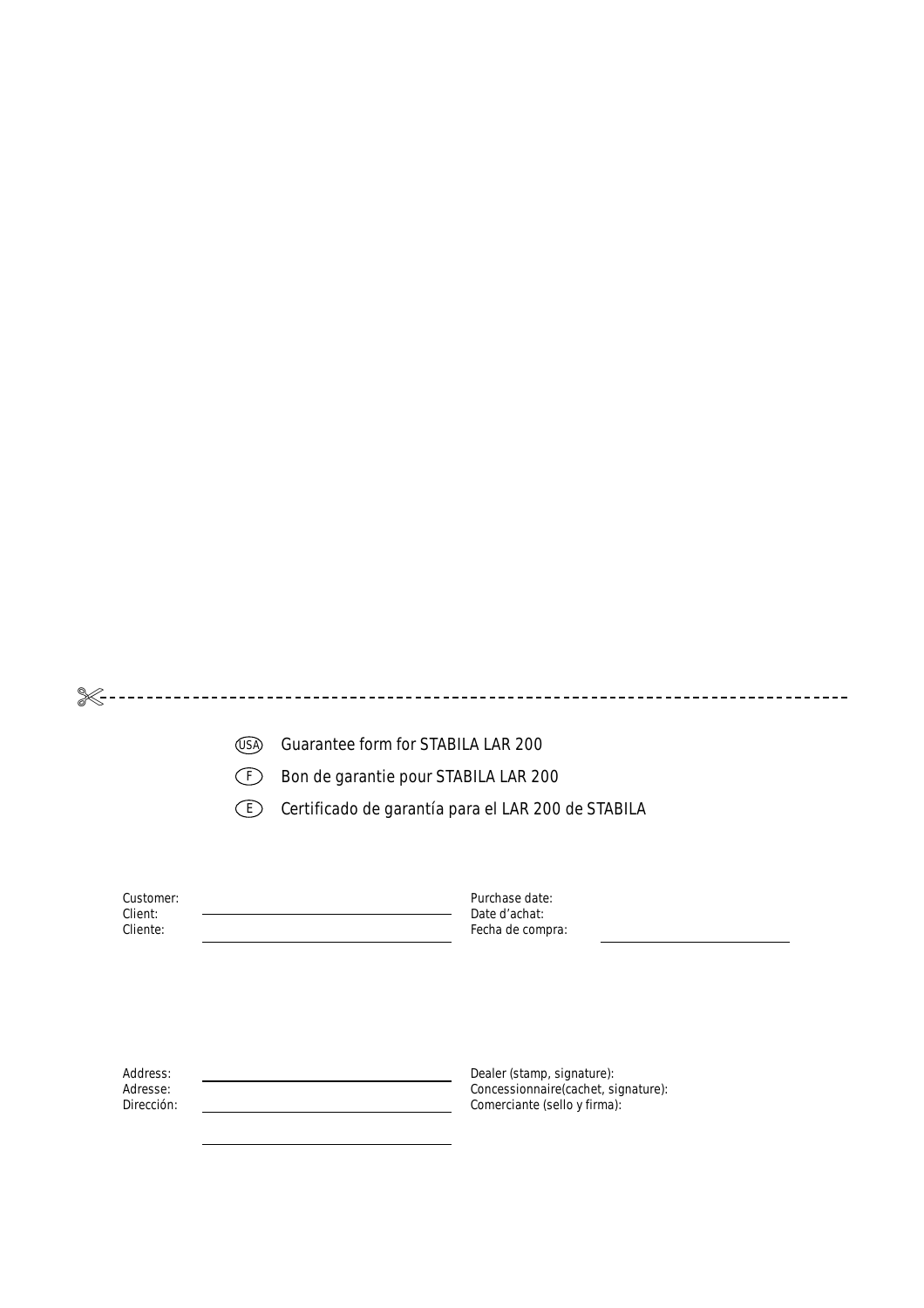✂- - - - - - - - - - - - - - - - - - - - - - - - - - - - - - - - - - - - - - - - - - - - - - - -

(USA) Guarantee form for STABILA LAR 200

(F) Bon de garantie pour STABILA LAR 200

(E) Certificado de garantía para el LAR 200 de STABILA

Customer:
Client:
Cliente: ______________________________

Purchase date:
Date d’achat:
Fecha de compra: ______________________________

Address:
Adresse:
Dirección: ______________________________

______________________________

______________________________

Dealer (stamp, signature):
Concessionnaire(cachet, signature):
Comerciante (sello y firma):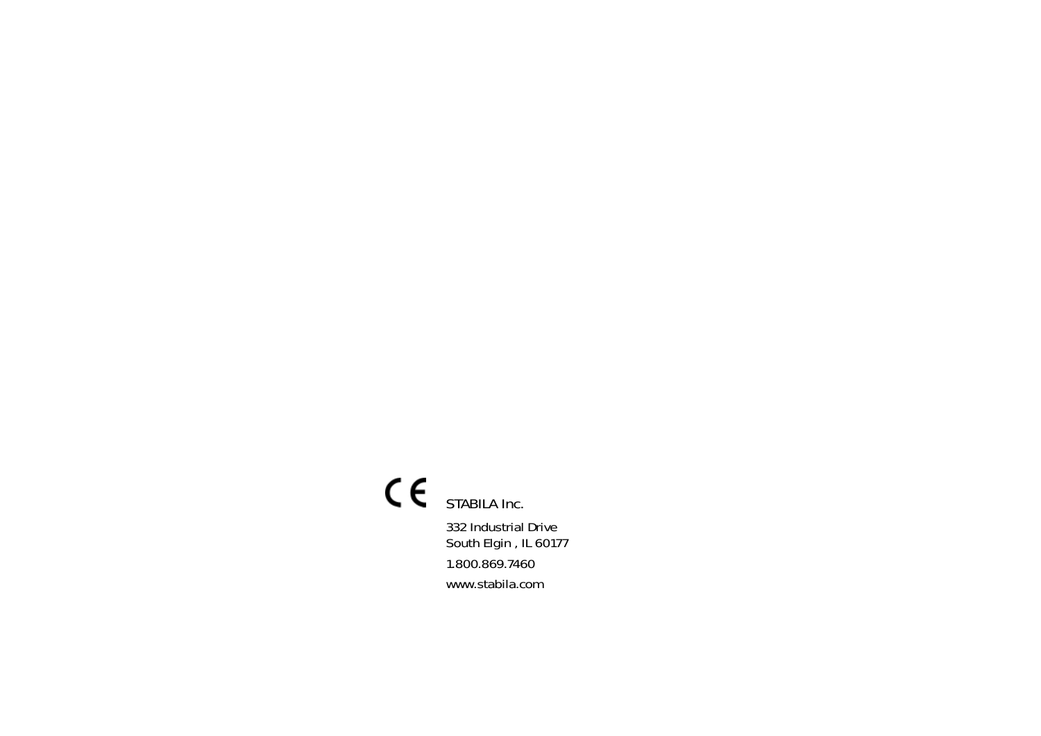CE

STABILA Inc.

332 Industrial Drive
South Elgin , IL 60177

1.800.869.7460

www.stabila.com